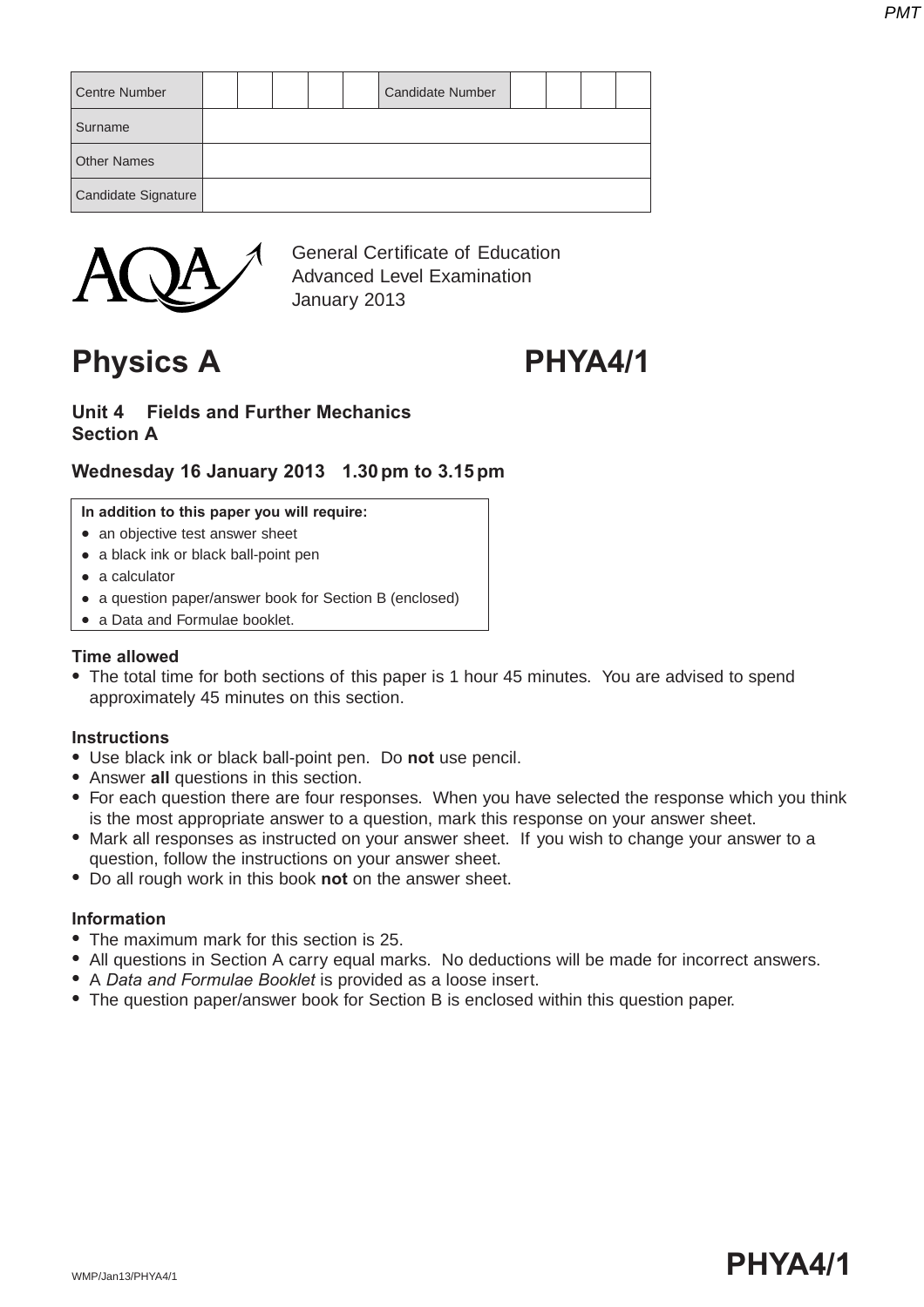| Centre Number | | | | | | Candidate Number | | | | |
|---|---|---|---|---|---|---|---|---|---|---|
| Surname | | | | | | | | | | |
| Other Names | | | | | | | | | | |
| Candidate Signature | | | | | | | | | | |

General Certificate of Education
Advanced Level Examination
January 2013

# Physics A PHYA4/1

## Unit 4 Fields and Further Mechanics
## Section A

**Wednesday 16 January 2013 1.30 pm to 3.15 pm**

**In addition to this paper you will require:**
- an objective test answer sheet
- a black ink or black ball-point pen
- a calculator
- a question paper/answer book for Section B (enclosed)
- a Data and Formulae booklet.

**Time allowed**
- The total time for both sections of this paper is 1 hour 45 minutes. You are advised to spend approximately 45 minutes on this section.

**Instructions**
- Use black ink or black ball-point pen. Do **not** use pencil.
- Answer **all** questions in this section.
- For each question there are four responses. When you have selected the response which you think is the most appropriate answer to a question, mark this response on your answer sheet.
- Mark all responses as instructed on your answer sheet. If you wish to change your answer to a question, follow the instructions on your answer sheet.
- Do all rough work in this book **not** on the answer sheet.

**Information**
- The maximum mark for this section is 25.
- All questions in Section A carry equal marks. No deductions will be made for incorrect answers.
- A *Data and Formulae Booklet* is provided as a loose insert.
- The question paper/answer book for Section B is enclosed within this question paper.

WMP/Jan13/PHYA4/1

**PHYA4/1**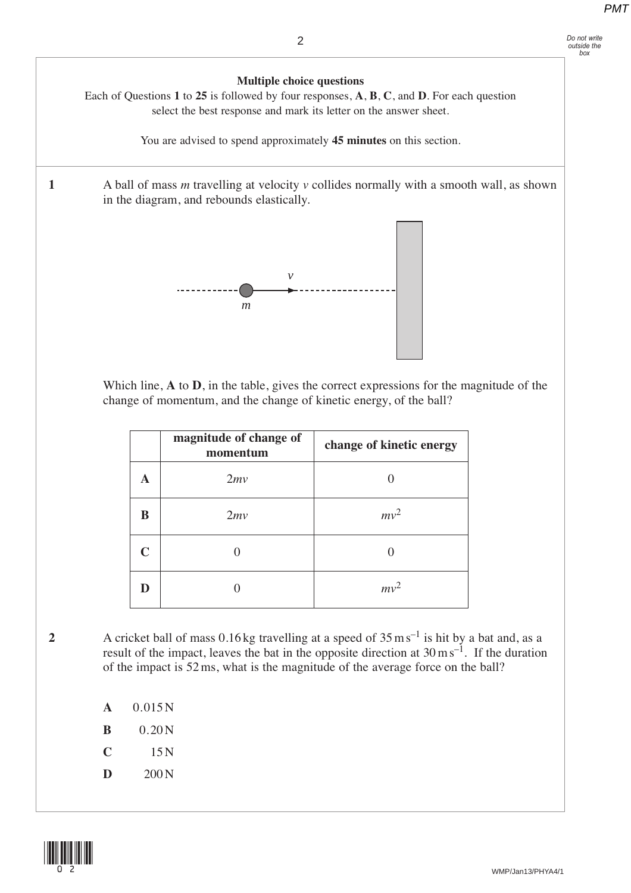**Multiple choice questions**

Each of Questions **1** to **25** is followed by four responses, **A**, **B**, **C**, and **D**. For each question select the best response and mark its letter on the answer sheet.

You are advised to spend approximately **45 minutes** on this section.

**1** A ball of mass $m$ travelling at velocity $v$ collides normally with a smooth wall, as shown in the diagram, and rebounds elastically.

Which line, **A** to **D**, in the table, gives the correct expressions for the magnitude of the change of momentum, and the change of kinetic energy, of the ball?

| | **magnitude of change of momentum** | **change of kinetic energy** |
|---|---|---|
| **A** | $2mv$ | 0 |
| **B** | $2mv$ | $mv^2$ |
| **C** | 0 | 0 |
| **D** | 0 | $mv^2$ |

**2** A cricket ball of mass 0.16 kg travelling at a speed of $35\,\text{m s}^{-1}$ is hit by a bat and, as a result of the impact, leaves the bat in the opposite direction at $30\,\text{m s}^{-1}$. If the duration of the impact is 52 ms, what is the magnitude of the average force on the ball?

**A** 0.015 N

**B** 0.20 N

**C** 15 N

**D** 200 N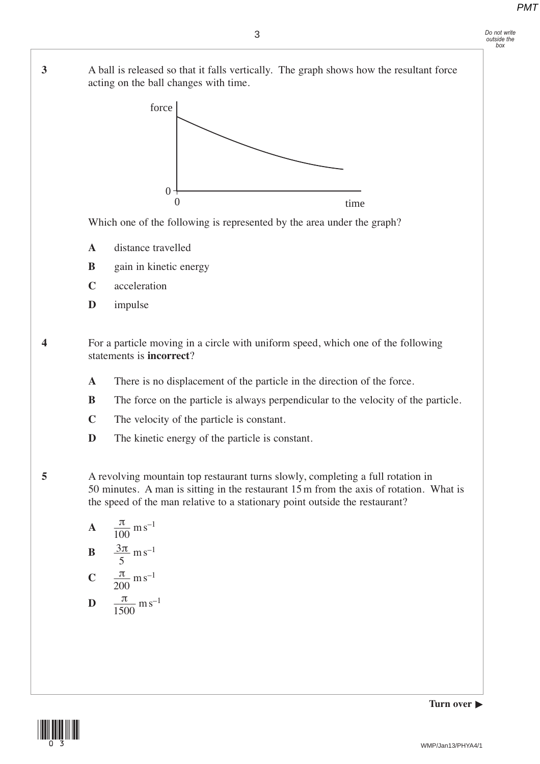**3** A ball is released so that it falls vertically. The graph shows how the resultant force acting on the ball changes with time.

Which one of the following is represented by the area under the graph?

**A** distance travelled

**B** gain in kinetic energy

**C** acceleration

**D** impulse

**4** For a particle moving in a circle with uniform speed, which one of the following statements is **incorrect**?

**A** There is no displacement of the particle in the direction of the force.

**B** The force on the particle is always perpendicular to the velocity of the particle.

**C** The velocity of the particle is constant.

**D** The kinetic energy of the particle is constant.

**5** A revolving mountain top restaurant turns slowly, completing a full rotation in 50 minutes. A man is sitting in the restaurant 15 m from the axis of rotation. What is the speed of the man relative to a stationary point outside the restaurant?

**A** $\frac{\pi}{100}$ m s$^{-1}$

**B** $\frac{3\pi}{5}$ m s$^{-1}$

**C** $\frac{\pi}{200}$ m s$^{-1}$

**D** $\frac{\pi}{1500}$ m s$^{-1}$

**Turn over ▶**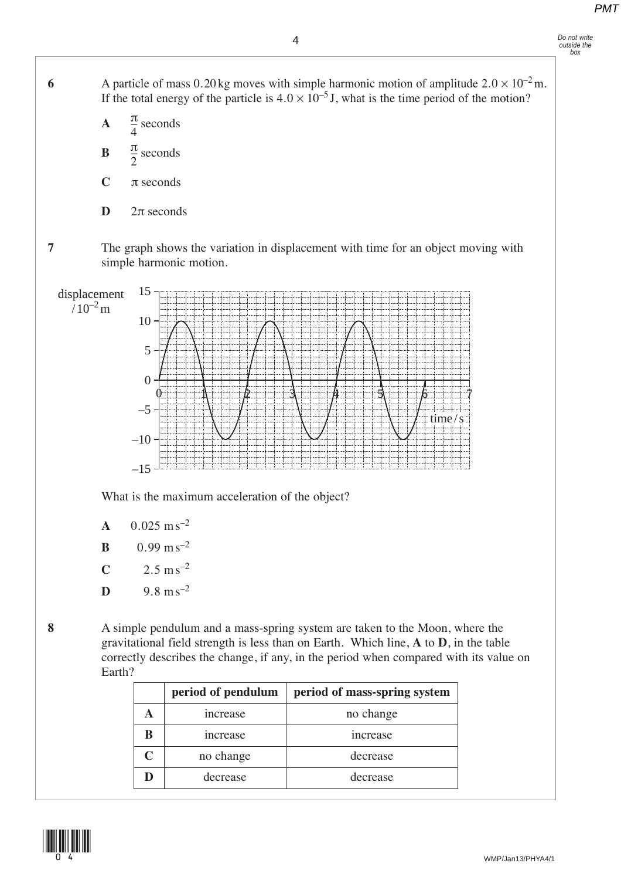**6** A particle of mass 0.20 kg moves with simple harmonic motion of amplitude $2.0 \times 10^{-2}$ m. If the total energy of the particle is $4.0 \times 10^{-5}$ J, what is the time period of the motion?

**A** $\frac{\pi}{4}$ seconds

**B** $\frac{\pi}{2}$ seconds

**C** $\pi$ seconds

**D** $2\pi$ seconds

**7** The graph shows the variation in displacement with time for an object moving with simple harmonic motion.

What is the maximum acceleration of the object?

**A** 0.025 m s$^{-2}$

**B** 0.99 m s$^{-2}$

**C** 2.5 m s$^{-2}$

**D** 9.8 m s$^{-2}$

**8** A simple pendulum and a mass-spring system are taken to the Moon, where the gravitational field strength is less than on Earth. Which line, **A** to **D**, in the table correctly describes the change, if any, in the period when compared with its value on Earth?

| | period of pendulum | period of mass-spring system |
|---|---|---|
| **A** | increase | no change |
| **B** | increase | increase |
| **C** | no change | decrease |
| **D** | decrease | decrease |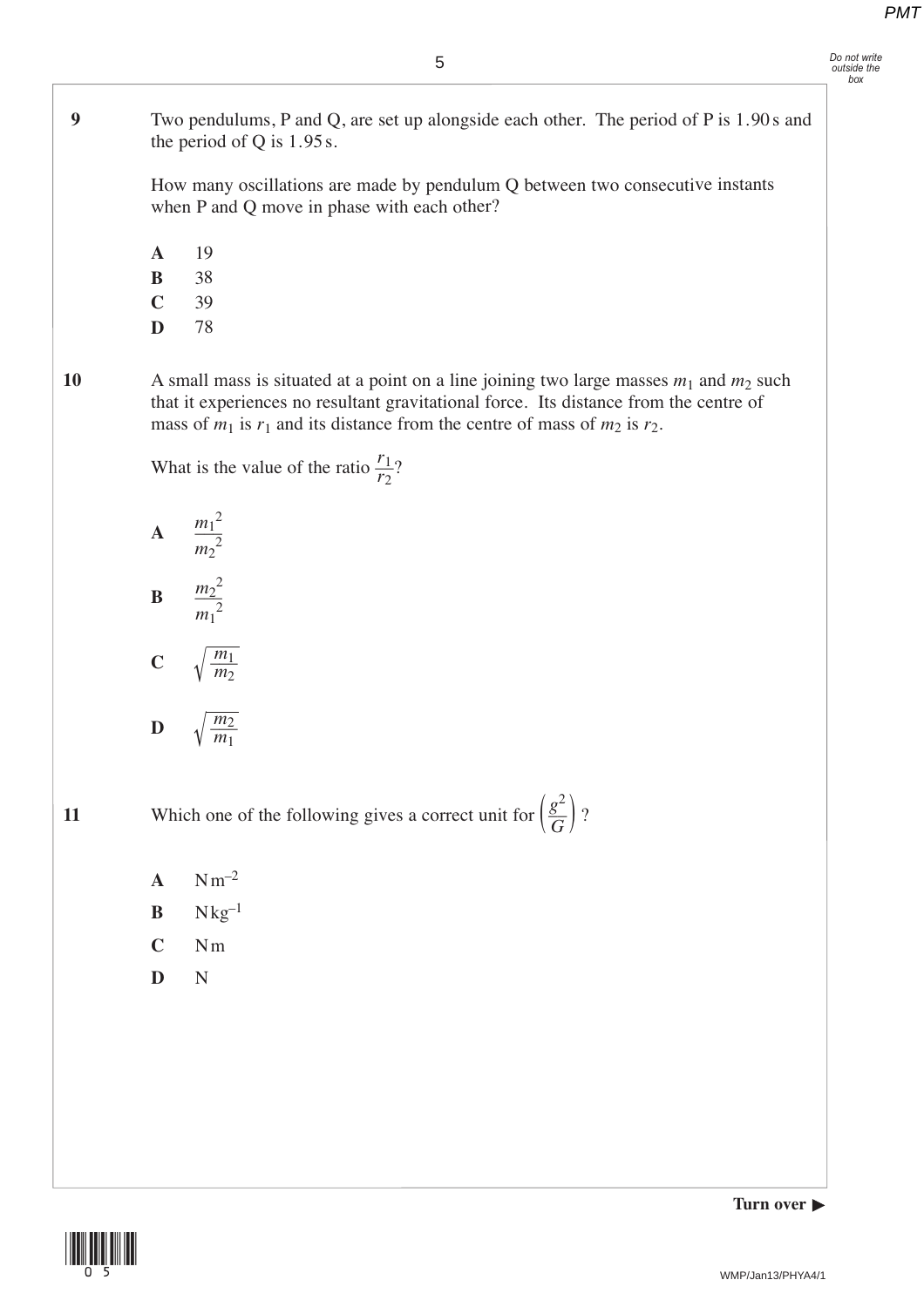**9** Two pendulums, P and Q, are set up alongside each other. The period of P is 1.90 s and the period of Q is 1.95 s.

How many oscillations are made by pendulum Q between two consecutive instants when P and Q move in phase with each other?

**A** 19

**B** 38

**C** 39

**D** 78

**10** A small mass is situated at a point on a line joining two large masses $m_1$ and $m_2$ such that it experiences no resultant gravitational force. Its distance from the centre of mass of $m_1$ is $r_1$ and its distance from the centre of mass of $m_2$ is $r_2$.

What is the value of the ratio $\frac{r_1}{r_2}$?

**A** $\frac{{m_1}^2}{{m_2}^2}$

**B** $\frac{{m_2}^2}{{m_1}^2}$

**C** $\sqrt{\frac{m_1}{m_2}}$

**D** $\sqrt{\frac{m_2}{m_1}}$

**11** Which one of the following gives a correct unit for $\left(\frac{g^2}{G}\right)$?

**A** $\text{N m}^{-2}$

**B** $\text{N kg}^{-1}$

**C** N m

**D** N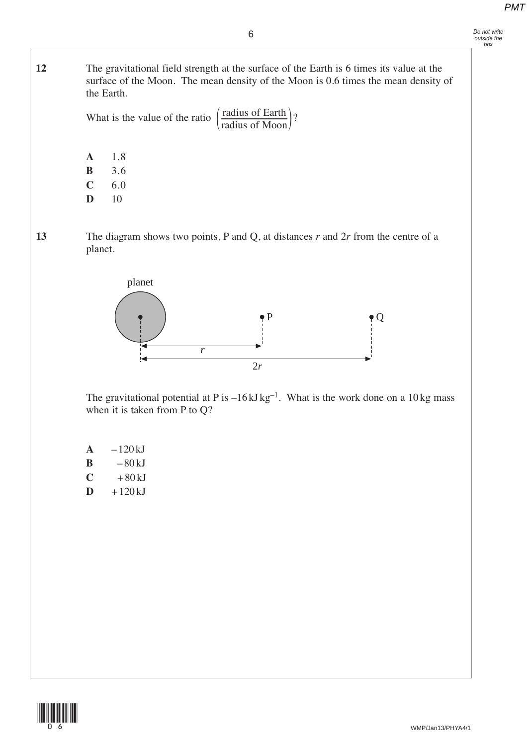**12** The gravitational field strength at the surface of the Earth is 6 times its value at the surface of the Moon. The mean density of the Moon is 0.6 times the mean density of the Earth.

What is the value of the ratio $\left(\dfrac{\text{radius of Earth}}{\text{radius of Moon}}\right)$?

**A** 1.8

**B** 3.6

**C** 6.0

**D** 10

**13** The diagram shows two points, P and Q, at distances $r$ and $2r$ from the centre of a planet.

The gravitational potential at P is $-16\,\text{kJ}\,\text{kg}^{-1}$. What is the work done on a 10 kg mass when it is taken from P to Q?

**A** $-120$ kJ

**B** $-80$ kJ

**C** $+80$ kJ

**D** $+120$ kJ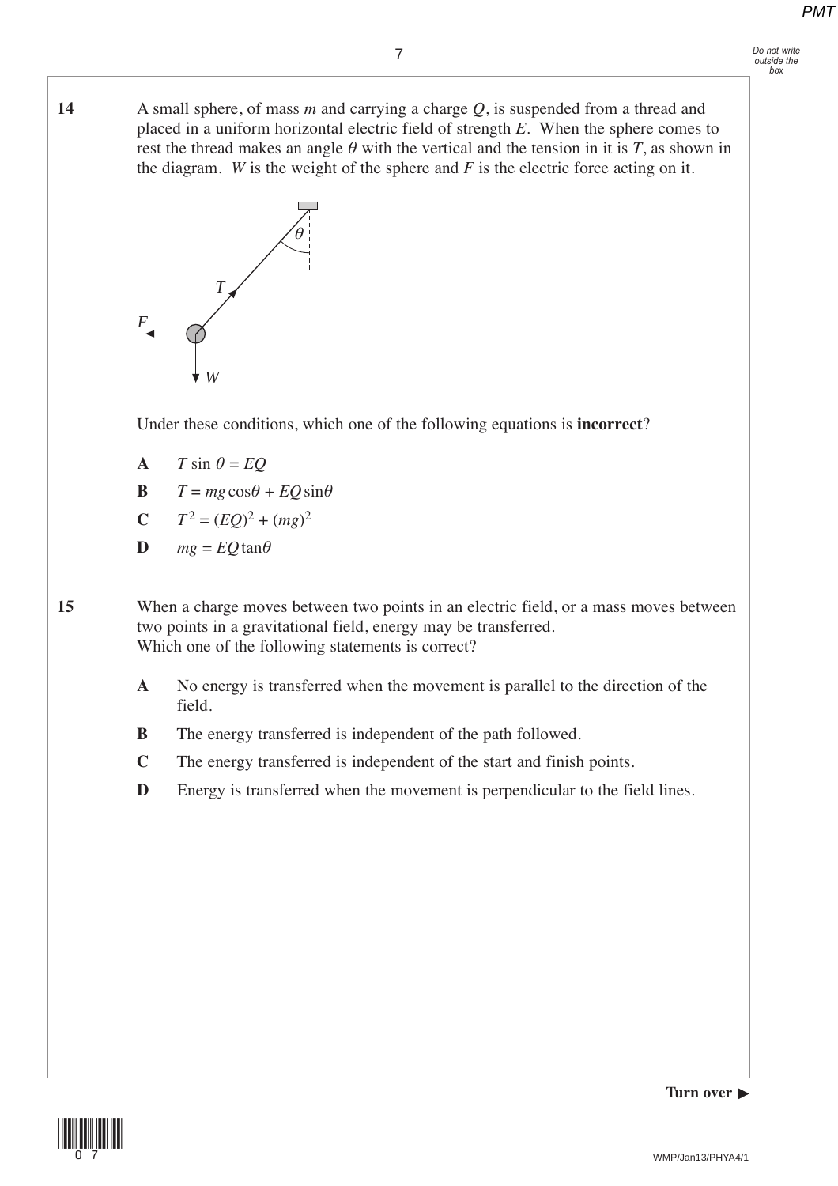**14** A small sphere, of mass $m$ and carrying a charge $Q$, is suspended from a thread and placed in a uniform horizontal electric field of strength $E$. When the sphere comes to rest the thread makes an angle $\theta$ with the vertical and the tension in it is $T$, as shown in the diagram. $W$ is the weight of the sphere and $F$ is the electric force acting on it.

Under these conditions, which one of the following equations is **incorrect**?

**A** $T \sin \theta = EQ$

**B** $T = mg \cos\theta + EQ \sin\theta$

**C** $T^2 = (EQ)^2 + (mg)^2$

**D** $mg = EQ \tan\theta$

**15** When a charge moves between two points in an electric field, or a mass moves between two points in a gravitational field, energy may be transferred.
Which one of the following statements is correct?

**A** No energy is transferred when the movement is parallel to the direction of the field.

**B** The energy transferred is independent of the path followed.

**C** The energy transferred is independent of the start and finish points.

**D** Energy is transferred when the movement is perpendicular to the field lines.

**Turn over ▶**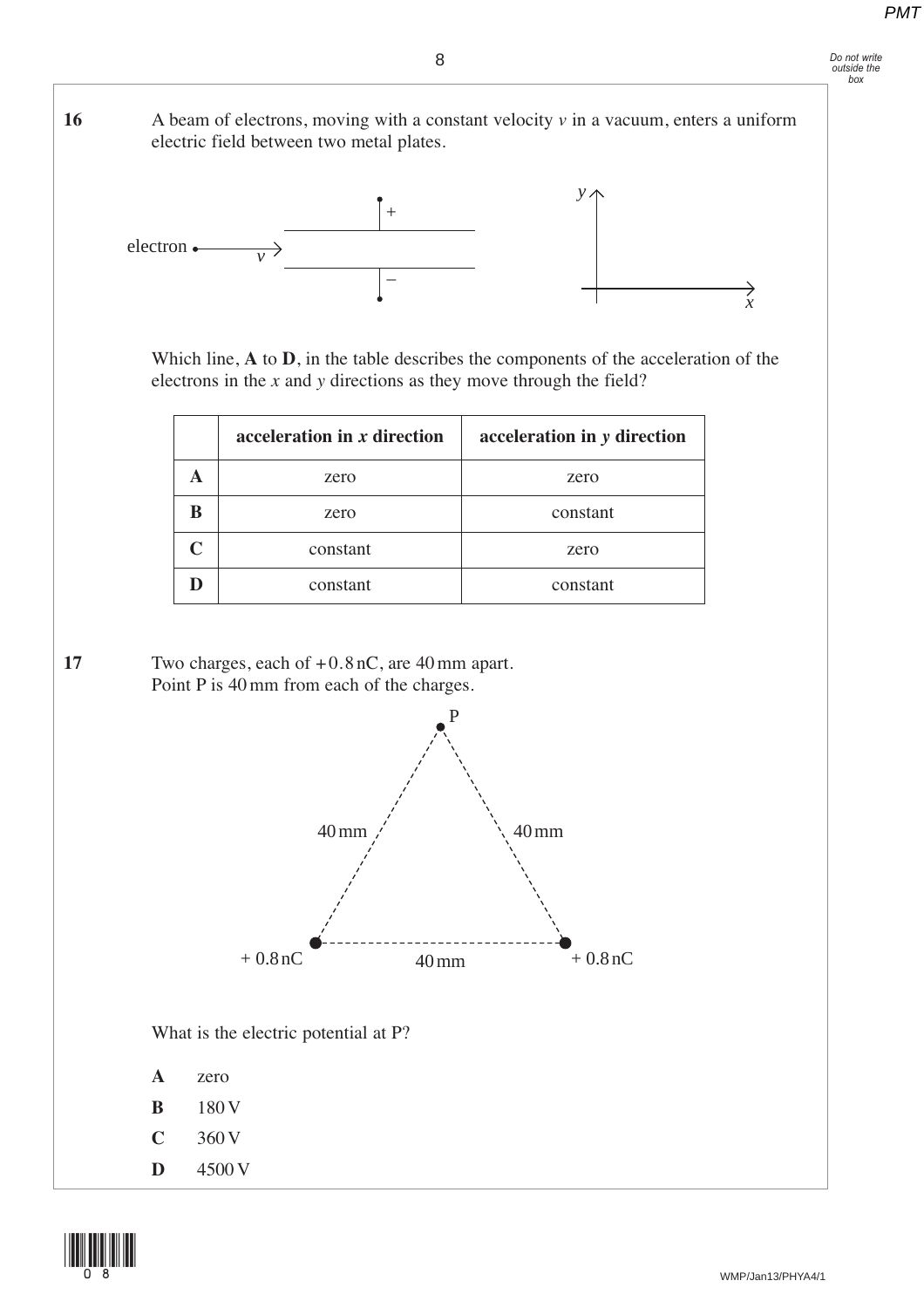**16** A beam of electrons, moving with a constant velocity $v$ in a vacuum, enters a uniform electric field between two metal plates.

Which line, **A** to **D**, in the table describes the components of the acceleration of the electrons in the $x$ and $y$ directions as they move through the field?

| | **acceleration in $x$ direction** | **acceleration in $y$ direction** |
|---|---|---|
| **A** | zero | zero |
| **B** | zero | constant |
| **C** | constant | zero |
| **D** | constant | constant |

**17** Two charges, each of $+0.8\,\text{nC}$, are 40 mm apart.
Point P is 40 mm from each of the charges.

What is the electric potential at P?

**A** zero

**B** 180 V

**C** 360 V

**D** 4500 V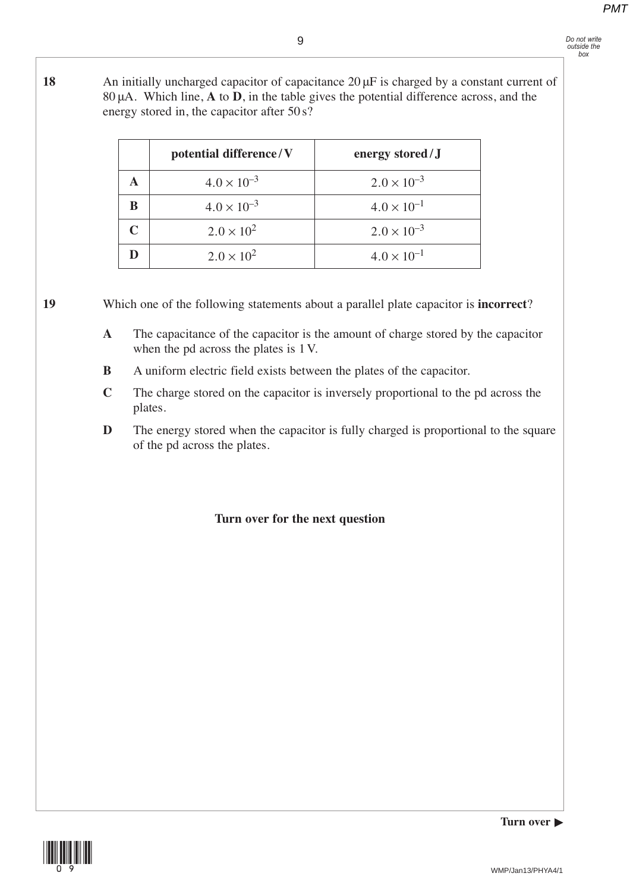**18** An initially uncharged capacitor of capacitance 20 μF is charged by a constant current of 80 μA. Which line, **A** to **D**, in the table gives the potential difference across, and the energy stored in, the capacitor after 50 s?

| | **potential difference / V** | **energy stored / J** |
|---|---|---|
| **A** | $4.0 \times 10^{-3}$ | $2.0 \times 10^{-3}$ |
| **B** | $4.0 \times 10^{-3}$ | $4.0 \times 10^{-1}$ |
| **C** | $2.0 \times 10^{2}$ | $2.0 \times 10^{-3}$ |
| **D** | $2.0 \times 10^{2}$ | $4.0 \times 10^{-1}$ |

**19** Which one of the following statements about a parallel plate capacitor is **incorrect**?

**A** The capacitance of the capacitor is the amount of charge stored by the capacitor when the pd across the plates is 1 V.

**B** A uniform electric field exists between the plates of the capacitor.

**C** The charge stored on the capacitor is inversely proportional to the pd across the plates.

**D** The energy stored when the capacitor is fully charged is proportional to the square of the pd across the plates.

**Turn over for the next question**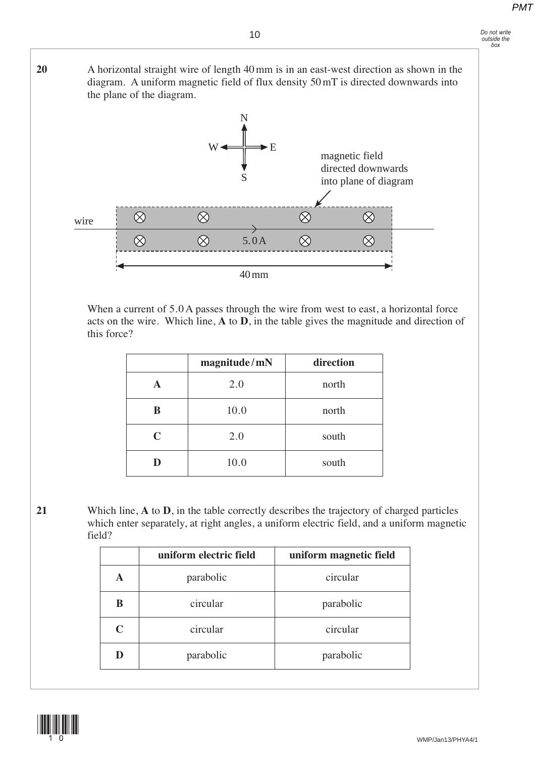**20** A horizontal straight wire of length 40 mm is in an east-west direction as shown in the diagram. A uniform magnetic field of flux density 50 mT is directed downwards into the plane of the diagram.

N

W E

S

magnetic field directed downwards into plane of diagram

wire

5.0 A

40 mm

When a current of 5.0 A passes through the wire from west to east, a horizontal force acts on the wire. Which line, **A** to **D**, in the table gives the magnitude and direction of this force?

| | **magnitude / mN** | **direction** |
|---|---|---|
| **A** | 2.0 | north |
| **B** | 10.0 | north |
| **C** | 2.0 | south |
| **D** | 10.0 | south |

**21** Which line, **A** to **D**, in the table correctly describes the trajectory of charged particles which enter separately, at right angles, a uniform electric field, and a uniform magnetic field?

| | **uniform electric field** | **uniform magnetic field** |
|---|---|---|
| **A** | parabolic | circular |
| **B** | circular | parabolic |
| **C** | circular | circular |
| **D** | parabolic | parabolic |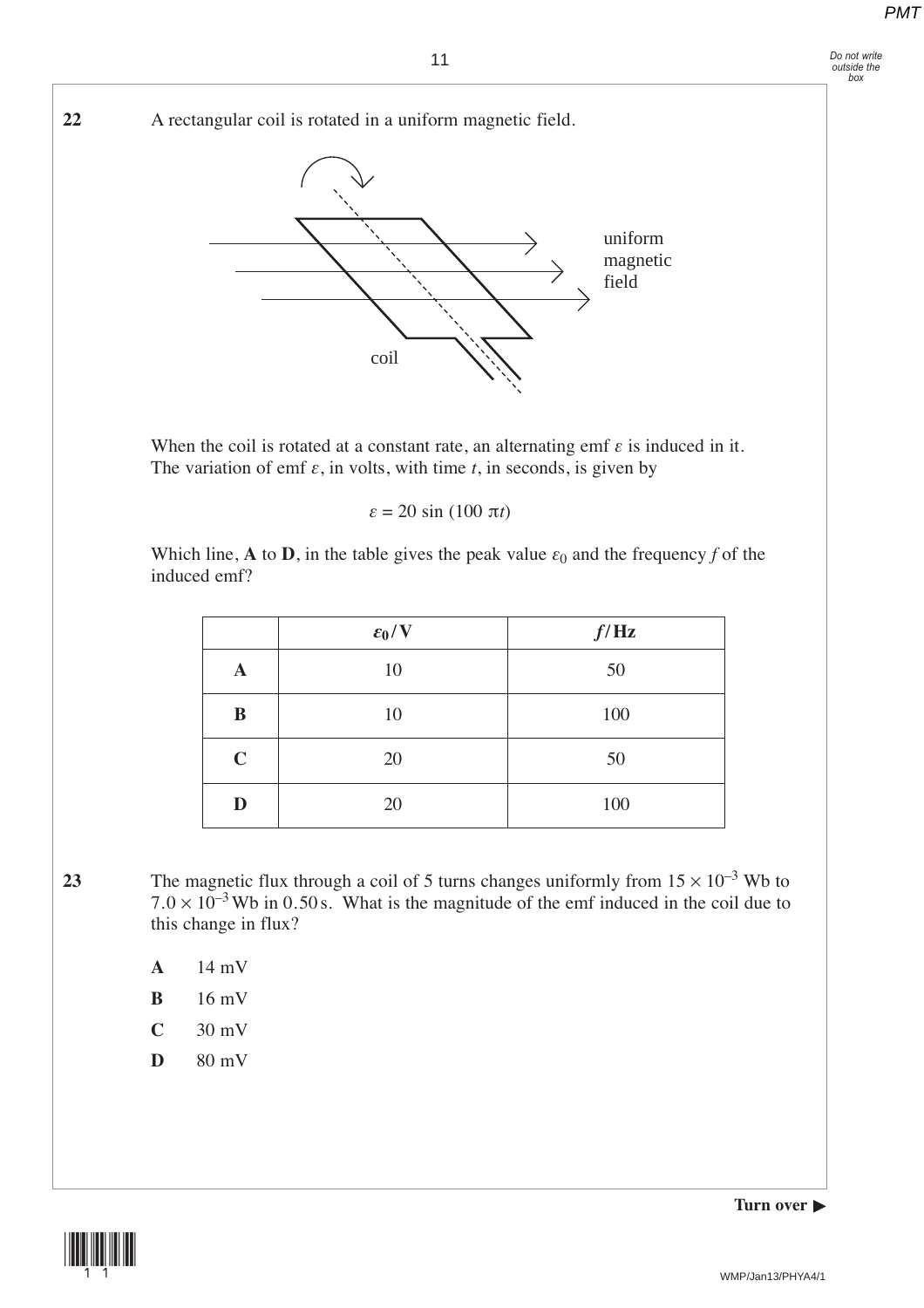**22** A rectangular coil is rotated in a uniform magnetic field.

uniform magnetic field

coil

When the coil is rotated at a constant rate, an alternating emf $\varepsilon$ is induced in it. The variation of emf $\varepsilon$, in volts, with time $t$, in seconds, is given by

$$\varepsilon = 20 \sin (100\,\pi t)$$

Which line, **A** to **D**, in the table gives the peak value $\varepsilon_0$ and the frequency $f$ of the induced emf?

| | $\varepsilon_0$ / V | $f$ / Hz |
|---|---|---|
| **A** | 10 | 50 |
| **B** | 10 | 100 |
| **C** | 20 | 50 |
| **D** | 20 | 100 |

**23** The magnetic flux through a coil of 5 turns changes uniformly from $15 \times 10^{-3}$ Wb to $7.0 \times 10^{-3}$ Wb in 0.50 s. What is the magnitude of the emf induced in the coil due to this change in flux?

- **A** 14 mV
- **B** 16 mV
- **C** 30 mV
- **D** 80 mV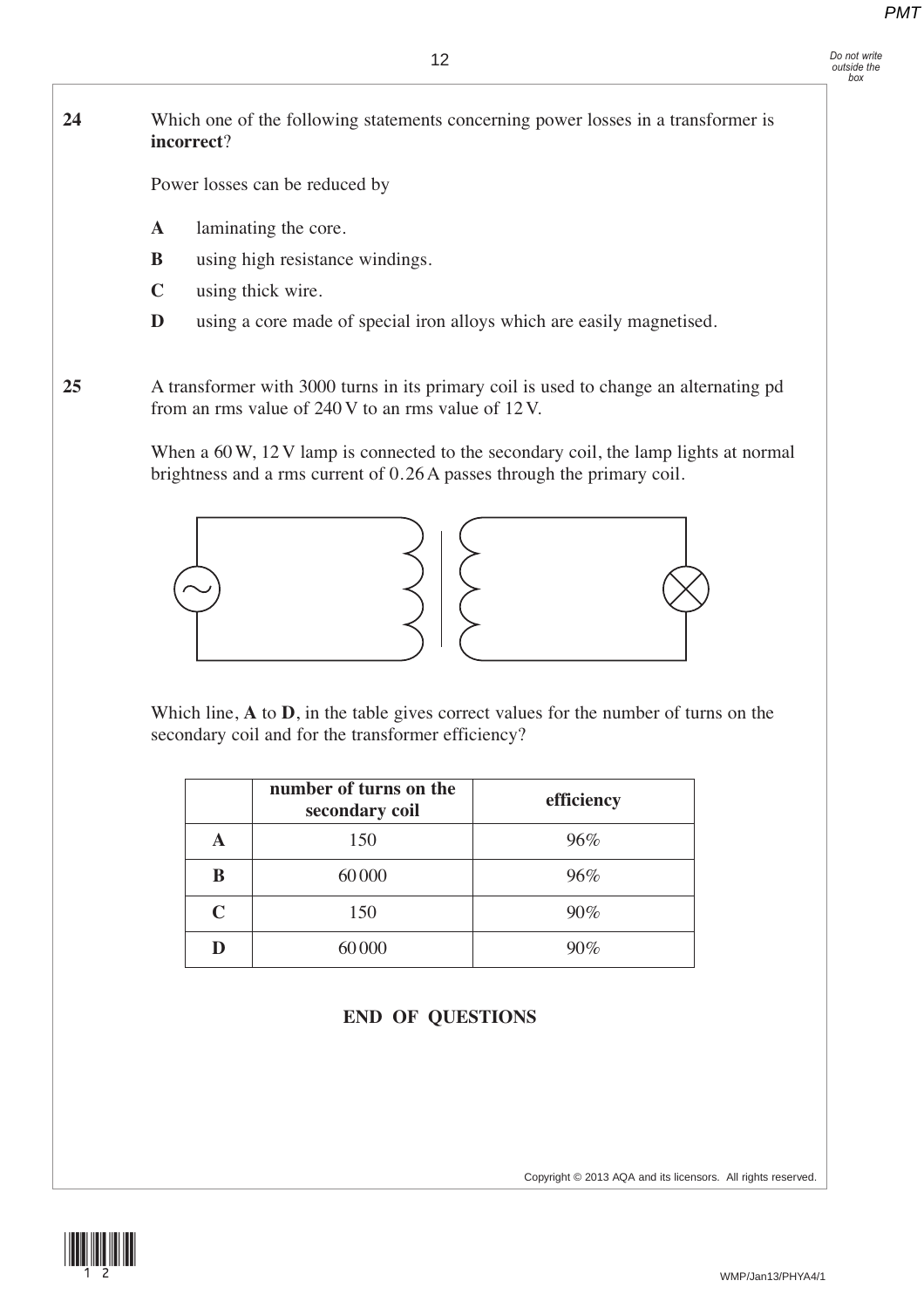**24** Which one of the following statements concerning power losses in a transformer is **incorrect**?

Power losses can be reduced by

**A** laminating the core.

**B** using high resistance windings.

**C** using thick wire.

**D** using a core made of special iron alloys which are easily magnetised.

**25** A transformer with 3000 turns in its primary coil is used to change an alternating pd from an rms value of 240 V to an rms value of 12 V.

When a 60 W, 12 V lamp is connected to the secondary coil, the lamp lights at normal brightness and a rms current of 0.26 A passes through the primary coil.

Which line, **A** to **D**, in the table gives correct values for the number of turns on the secondary coil and for the transformer efficiency?

| | number of turns on the secondary coil | efficiency |
|---|---|---|
| **A** | 150 | 96% |
| **B** | 60 000 | 96% |
| **C** | 150 | 90% |
| **D** | 60 000 | 90% |

**END OF QUESTIONS**